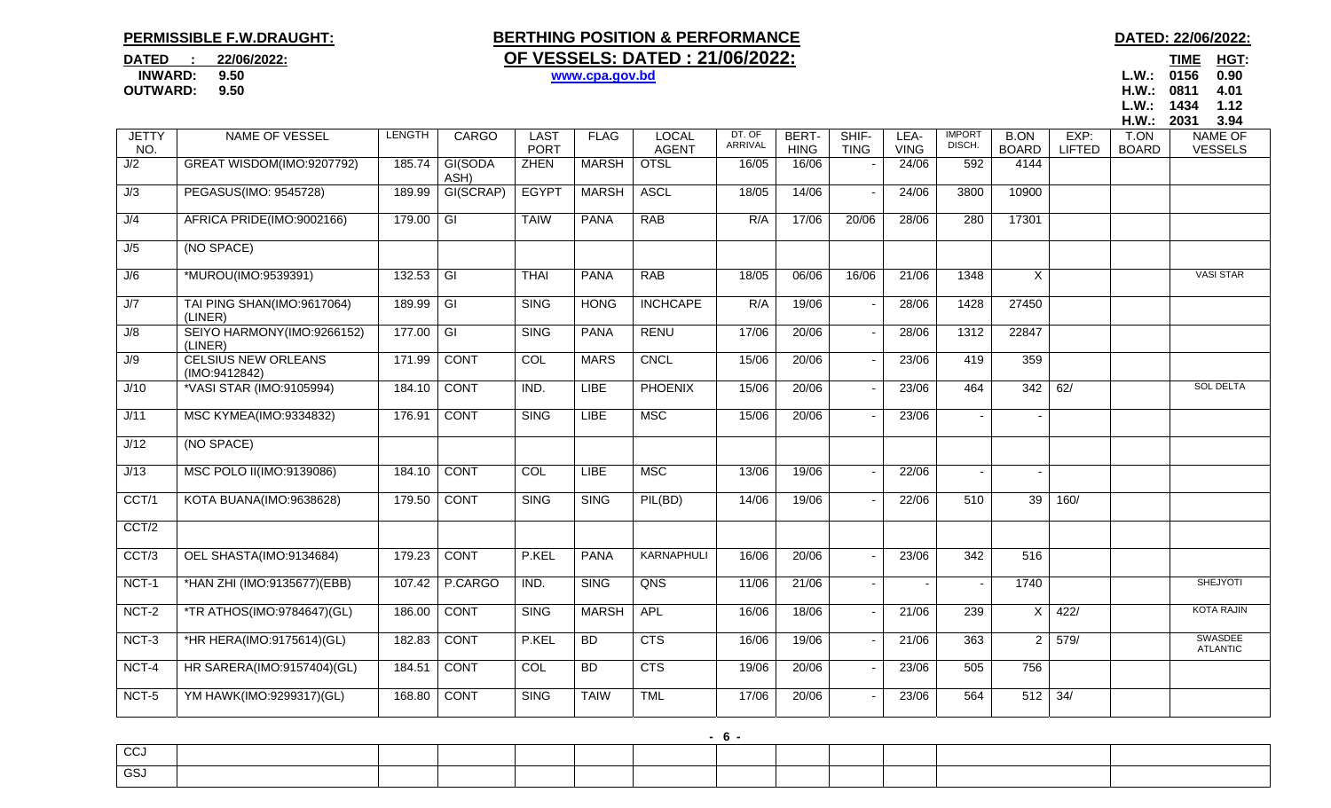**PERMISSIBLE F.W.DRAUGHT:**

**DATED : 22/06/2022:**
**INWARD: 9.50**
**OUTWARD: 9.50**

# BERTHING POSITION & PERFORMANCE OF VESSELS: DATED : 21/06/2022:

**www.cpa.gov.bd**

**DATED: 22/06/2022:**

| | TIME | HGT: |
|---|---|---|
| L.W.: | 0156 | 0.90 |
| H.W.: | 0811 | 4.01 |
| L.W.: | 1434 | 1.12 |
| H.W.: | 2031 | 3.94 |

| JETTY NO. | NAME OF VESSEL | LENGTH | CARGO | LAST PORT | FLAG | LOCAL AGENT | DT. OF ARRIVAL | BERT-HING | SHIF-TING | LEA-VING | IMPORT DISCH. | B.ON BOARD | EXP: LIFTED | T.ON BOARD | NAME OF VESSELS |
|---|---|---|---|---|---|---|---|---|---|---|---|---|---|---|---|
| J/2 | GREAT WISDOM(IMO:9207792) | 185.74 | GI(SODA ASH) | ZHEN | MARSH | OTSL | 16/05 | 16/06 | - | 24/06 | 592 | 4144 | | | |
| J/3 | PEGASUS(IMO: 9545728) | 189.99 | GI(SCRAP) | EGYPT | MARSH | ASCL | 18/05 | 14/06 | - | 24/06 | 3800 | 10900 | | | |
| J/4 | AFRICA PRIDE(IMO:9002166) | 179.00 | GI | TAIW | PANA | RAB | R/A | 17/06 | 20/06 | 28/06 | 280 | 17301 | | | |
| J/5 | (NO SPACE) | | | | | | | | | | | | | | |
| J/6 | *MUROU(IMO:9539391) | 132.53 | GI | THAI | PANA | RAB | 18/05 | 06/06 | 16/06 | 21/06 | 1348 | X | | | VASI STAR |
| J/7 | TAI PING SHAN(IMO:9617064) (LINER) | 189.99 | GI | SING | HONG | INCHCAPE | R/A | 19/06 | - | 28/06 | 1428 | 27450 | | | |
| J/8 | SEIYO HARMONY(IMO:9266152) (LINER) | 177.00 | GI | SING | PANA | RENU | 17/06 | 20/06 | - | 28/06 | 1312 | 22847 | | | |
| J/9 | CELSIUS NEW ORLEANS (IMO:9412842) | 171.99 | CONT | COL | MARS | CNCL | 15/06 | 20/06 | - | 23/06 | 419 | 359 | | | |
| J/10 | *VASI STAR (IMO:9105994) | 184.10 | CONT | IND. | LIBE | PHOENIX | 15/06 | 20/06 | - | 23/06 | 464 | 342 | 62/ | | SOL DELTA |
| J/11 | MSC KYMEA(IMO:9334832) | 176.91 | CONT | SING | LIBE | MSC | 15/06 | 20/06 | - | 23/06 | - | - | | | |
| J/12 | (NO SPACE) | | | | | | | | | | | | | | |
| J/13 | MSC POLO II(IMO:9139086) | 184.10 | CONT | COL | LIBE | MSC | 13/06 | 19/06 | - | 22/06 | - | - | | | |
| CCT/1 | KOTA BUANA(IMO:9638628) | 179.50 | CONT | SING | SING | PIL(BD) | 14/06 | 19/06 | - | 22/06 | 510 | 39 | 160/ | | |
| CCT/2 | | | | | | | | | | | | | | | |
| CCT/3 | OEL SHASTA(IMO:9134684) | 179.23 | CONT | P.KEL | PANA | KARNAPHULI | 16/06 | 20/06 | - | 23/06 | 342 | 516 | | | |
| NCT-1 | *HAN ZHI (IMO:9135677)(EBB) | 107.42 | P.CARGO | IND. | SING | QNS | 11/06 | 21/06 | - | - | - | 1740 | | | SHEJYOTI |
| NCT-2 | *TR ATHOS(IMO:9784647)(GL) | 186.00 | CONT | SING | MARSH | APL | 16/06 | 18/06 | - | 21/06 | 239 | X | 422/ | | KOTA RAJIN |
| NCT-3 | *HR HERA(IMO:9175614)(GL) | 182.83 | CONT | P.KEL | BD | CTS | 16/06 | 19/06 | - | 21/06 | 363 | 2 | 579/ | | SWASDEE ATLANTIC |
| NCT-4 | HR SARERA(IMO:9157404)(GL) | 184.51 | CONT | COL | BD | CTS | 19/06 | 20/06 | - | 23/06 | 505 | 756 | | | |
| NCT-5 | YM HAWK(IMO:9299317)(GL) | 168.80 | CONT | SING | TAIW | TML | 17/06 | 20/06 | - | 23/06 | 564 | 512 | 34/ | | |
| CCJ | | | | | | | | | | | | | | | |
| GSJ | | | | | | | | | | | | | | | |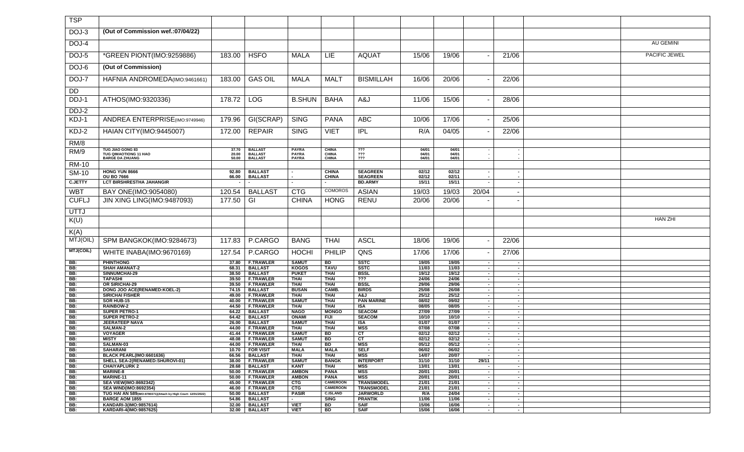| | | | | | | | | | | | | |
|---|---|---|---|---|---|---|---|---|---|---|---|---|
| TSP | | | | | | | | | | | | |
| DOJ-3 | (Out of Commission wef.:07/04/22) | | | | | | | | | | | |
| DOJ-4 | | | | | | | | | | | | AU GEMINI |
| DOJ-5 | *GREEN PIONT(IMO:9259886) | 183.00 | HSFO | MALA | LIE | AQUAT | 15/06 | 19/06 | - | 21/06 | | PACIFIC JEWEL |
| DOJ-6 | (Out of Commission) | | | | | | | | | | | |
| DOJ-7 | HAFNIA ANDROMEDA(IMO:9461661) | 183.00 | GAS OIL | MALA | MALT | BISMILLAH | 16/06 | 20/06 | - | 22/06 | | |
| DD | | | | | | | | | | | | |
| DDJ-1 | ATHOS(IMO:9320336) | 178.72 | LOG | B.SHUN | BAHA | A&J | 11/06 | 15/06 | - | 28/06 | | |
| DDJ-2 | | | | | | | | | | | | |
| KDJ-1 | ANDREA ENTERPRISE(IMO:9749946) | 179.96 | GI(SCRAP) | SING | PANA | ABC | 10/06 | 17/06 | - | 25/06 | | |
| KDJ-2 | HAIAN CITY(IMO:9445007) | 172.00 | REPAIR | SING | VIET | IPL | R/A | 04/05 | - | 22/06 | | |
| RM/8 | | | | | | | | | | | | |
| RM/9 | TUG JIAO GONG 83<br>TUG QIMAOTIONG 11 HAO<br>BARGE DA ZHUANG | 37.70<br>20.00<br>50.00 | BALLAST<br>BALLAST<br>BALLAST | PAYRA<br>PAYRA<br>PAYRA | CHINA<br>CHINA<br>CHINA | ???<br>???<br>??? | 04/01<br>04/01<br>04/01 | 04/01<br>04/01<br>04/01 | -<br>-<br>- | -<br>-<br>- | | |
| RM-10 | | | | | | | | | | | | |
| SM-10 | HONG YUN 8666<br>OU BO 7666 | 92.80<br>66.00 | BALLAST<br>BALLAST | -<br>- | CHINA<br>CHINA | SEAGREEN<br>SEAGREEN | 02/12<br>02/12 | 02/12<br>02/11 | -<br>- | -<br>- | | |
| C.JETTY | LCT BIRSHRESTHA JAHANGIR | - | - | - | - | BD.ARMY | 15/11 | 15/11 | - | - | | |
| WBT | BAY ONE(IMO:9054080) | 120.54 | BALLAST | CTG | COMOROS | ASIAN | 19/03 | 19/03 | 20/04 | - | | |
| CUFLJ | JIN XING LING(IMO:9487093) | 177.50 | GI | CHINA | HONG | RENU | 20/06 | 20/06 | - | - | | |
| UTTJ | | | | | | | | | | | | |
| K(U) | | | | | | | | | | | | HAN ZHI |
| K(A) | | | | | | | | | | | | |
| MTJ(OIL) | SPM BANGKOK(IMO:9284673) | 117.83 | P.CARGO | BANG | THAI | ASCL | 18/06 | 19/06 | - | 22/06 | | |
| MTJ(COIL) | WHITE INABA(IMO:9670169) | 127.54 | P.CARGO | HOCHI | PHILIP | QNS | 17/06 | 17/06 | - | 27/06 | | |
| BB: | PHINTHONG | 37.80 | F.TRAWLER | SAMUT | BD | SSTC | 19/05 | 19/05 | - | - | | |
| BB: | SHAH AMANAT-2 | 68.31 | BALLAST | KOGOS | TAVU | SSTC | 11/03 | 11/03 | - | - | | |
| BB: | SINNUMCHAI-29 | 38.50 | BALLAST | PUKET | THAI | BSSL | 19/12 | 19/12 | - | - | | |
| BB: | TAPASHI | 39.50 | F.TRAWLER | THAI | THAI | ??? | 24/06 | 24/06 | - | - | | |
| BB: | OR SIRICHAI-29 | 39.50 | F.TRAWLER | THAI | THAI | BSSL | 29/06 | 29/06 | - | - | | |
| BB: | DONG JOO ACE(RENAMED:KOEL-2) | 74.15 | BALLAST | BUSAN | CAMB. | BIRDS | 25/08 | 26/08 | - | - | | |
| BB: | SIRICHAI FISHER | 49.00 | F.TRAWLER | THAI | THAI | A&J | 25/12 | 25/12 | - | - | | |
| BB: | SOR HUB-15 | 40.00 | F.TRAWLER | SAMUT | THAI | PAN MARINE | 08/02 | 09/02 | - | - | | |
| BB: | RAINBOW-2 | 44.50 | F.TRAWLER | THAI | THAI | ISA | 08/05 | 08/05 | - | - | | |
| BB: | SUPER PETRO-1 | 64.22 | BALLAST | NAGO | MONGO | SEACOM | 27/09 | 27/09 | - | - | | |
| BB: | SUPER PETRO-2 | 64.42 | BALLAST | ONAMI | FIJI | SEACOM | 10/10 | 10/10 | - | - | | |
| BB: | JEERATEEP NAVA | 26.00 | BALLAST | SAMUT | THAI | ISA | 01/07 | 01/07 | - | - | | |
| BB: | SALMAN-2 | 44.00 | F.TRAWLER | THAI | THAI | MSS | 07/08 | 07/08 | - | - | | |
| BB: | VOYAGER | 41.44 | F.TRAWLER | SAMUT | BD | CT | 02/12 | 02/12 | - | - | | |
| BB: | MISTY | 48.08 | F.TRAWLER | SAMUT | BD | CT | 02/12 | 02/12 | - | - | | |
| BB: | SALMAN-03 | 44.00 | F.TRAWLER | THAI | BD | MSS | 05/12 | 05/12 | - | - | | |
| BB: | SAHARANI | 10.70 | FOR VISIT | MALA | MALA | SELF | 06/02 | 06/02 | - | - | | |
| BB: | BLACK PEARL(IMO:6601636) | 66.56 | BALLAST | THAI | THAI | MSS | 14/07 | 20/07 | - | - | | |
| BB: | SHELL SEA-2(RENAMED:SHUROVI-01) | 38.00 | F.TRAWLER | SAMUT | BANGK | INTERPORT | 31/10 | 31/10 | 29/11 | - | | |
| BB: | CHAIYAPLURK 2 | 28.68 | BALLAST | KANT | THAI | MSS | 13/01 | 13/01 | - | - | | |
| BB: | MARINE-8 | 50.00 | F.TRAWLER | AMBON | PANA | MSS | 20/01 | 20/01 | - | - | | |
| BB: | MARINE-11 | 50.00 | F.TRAWLER | AMBON | PANA | MSS | 20/01 | 20/01 | - | - | | |
| BB: | SEA VIEW(IMO:8692342) | 45.00 | F.TRAWLER | CTG | CAMEROON | TRANSMODEL | 21/01 | 21/01 | - | - | | |
| BB: | SEA WIND(IMO:8692354) | 46.00 | F.TRAWLER | CTG | CAMEROON | TRANSMODEL | 21/01 | 21/01 | - | - | | |
| BB: | TUG HAI AN 589(IMO:8780371)(Attach by High Court: 12/01/2022) | 50.00 | BALLAST | PASIR | C.ISLAND | JARWORLD | R/A | 24/04 | - | - | | |
| BB: | BARGE AOM 1855 | 54.86 | BALLAST | - | SING | PRANTIK | 11/06 | 11/06 | - | - | | |
| BB: | KANDARI-3(IMO:9857614) | 32.00 | BALLAST | VIET | BD | SAIF | 15/06 | 16/06 | - | - | | |
| BB: | KARDARI-4(IMO:9857625) | 32.00 | BALLAST | VIET | BD | SAIF | 15/06 | 16/06 | - | - | | |